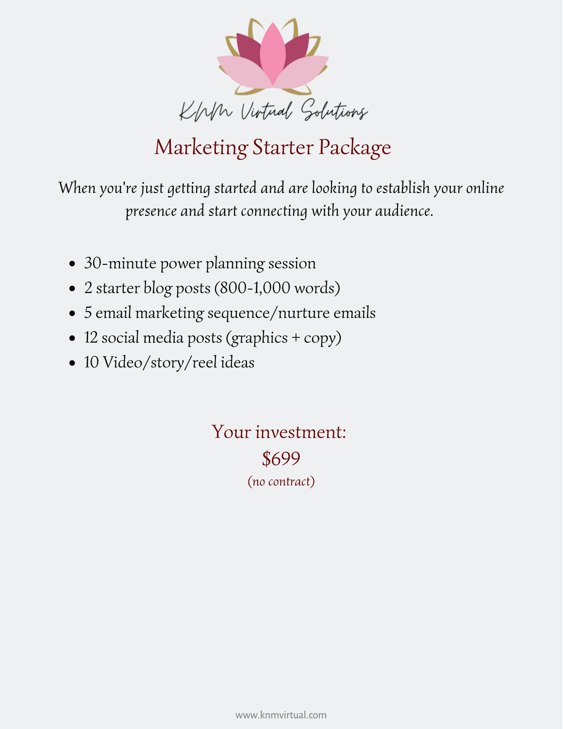KNM Virtual Solutions

# Marketing Starter Package

*When you're just getting started and are looking to establish your online presence and start connecting with your audience.*

- 30-minute power planning session
- 2 starter blog posts (800-1,000 words)
- 5 email marketing sequence/nurture emails
- 12 social media posts (graphics + copy)
- 10 Video/story/reel ideas

Your investment:

$699

(no contract)

www.knmvirtual.com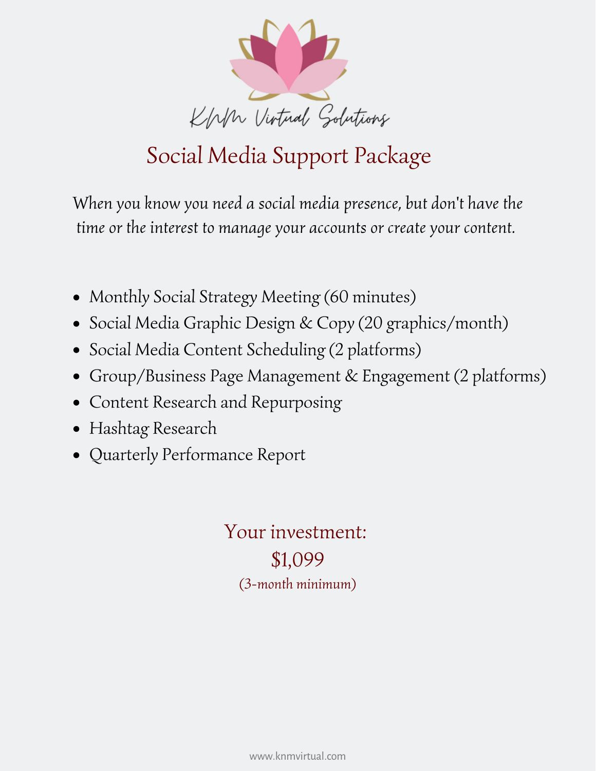KNM Virtual Solutions

# Social Media Support Package

*When you know you need a social media presence, but don't have the time or the interest to manage your accounts or create your content.*

- Monthly Social Strategy Meeting (60 minutes)
- Social Media Graphic Design & Copy (20 graphics/month)
- Social Media Content Scheduling (2 platforms)
- Group/Business Page Management & Engagement (2 platforms)
- Content Research and Repurposing
- Hashtag Research
- Quarterly Performance Report

Your investment:

$1,099

(3-month minimum)

www.knmvirtual.com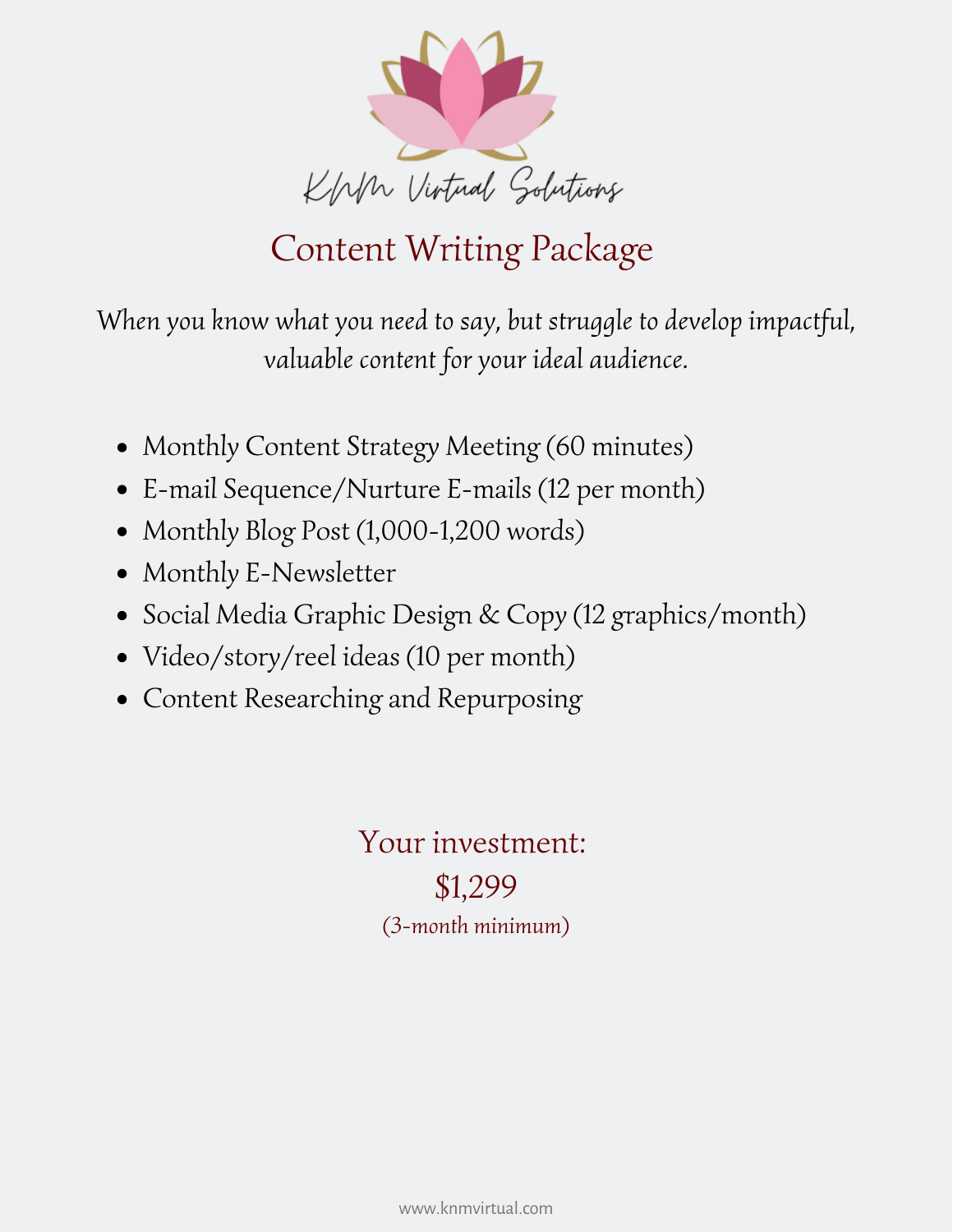KNM Virtual Solutions

# Content Writing Package

*When you know what you need to say, but struggle to develop impactful, valuable content for your ideal audience.*

- Monthly Content Strategy Meeting (60 minutes)
- E-mail Sequence/Nurture E-mails (12 per month)
- Monthly Blog Post (1,000-1,200 words)
- Monthly E-Newsletter
- Social Media Graphic Design & Copy (12 graphics/month)
- Video/story/reel ideas (10 per month)
- Content Researching and Repurposing

Your investment:

$1,299

*(3-month minimum)*

www.knmvirtual.com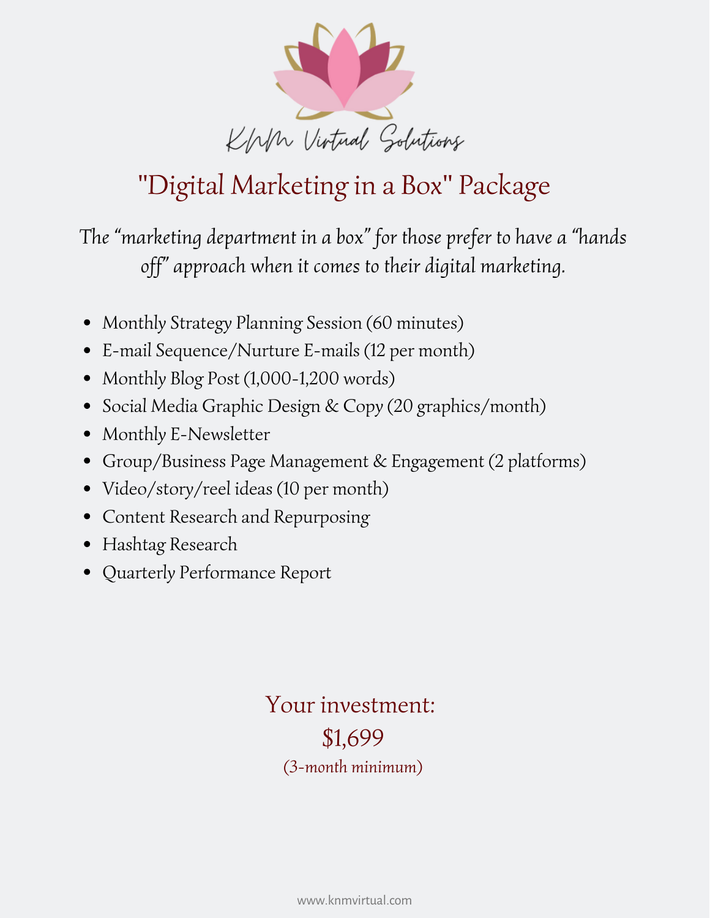KNM Virtual Solutions

# "Digital Marketing in a Box" Package

*The "marketing department in a box" for those prefer to have a "hands off" approach when it comes to their digital marketing.*

- Monthly Strategy Planning Session (60 minutes)
- E-mail Sequence/Nurture E-mails (12 per month)
- Monthly Blog Post (1,000-1,200 words)
- Social Media Graphic Design & Copy (20 graphics/month)
- Monthly E-Newsletter
- Group/Business Page Management & Engagement (2 platforms)
- Video/story/reel ideas (10 per month)
- Content Research and Repurposing
- Hashtag Research
- Quarterly Performance Report

Your investment:

$1,699

*(3-month minimum)*

www.knmvirtual.com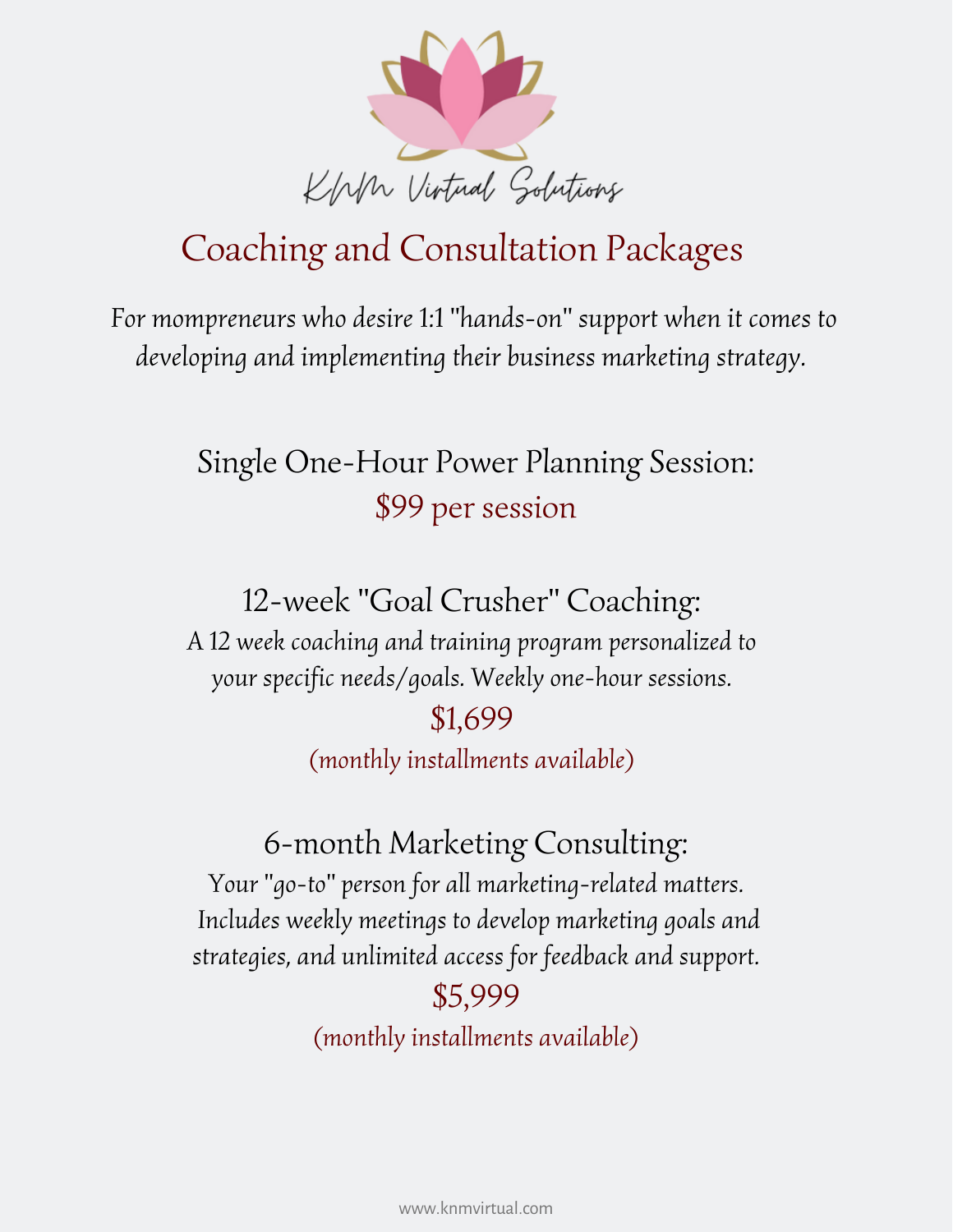KNM Virtual Solutions

# Coaching and Consultation Packages

*For mompreneurs who desire 1:1 "hands-on" support when it comes to developing and implementing their business marketing strategy.*

## Single One-Hour Power Planning Session:

$99 per session

## 12-week "Goal Crusher" Coaching:

*A 12 week coaching and training program personalized to your specific needs/goals. Weekly one-hour sessions.*

$1,699

*(monthly installments available)*

## 6-month Marketing Consulting:

*Your "go-to" person for all marketing-related matters. Includes weekly meetings to develop marketing goals and strategies, and unlimited access for feedback and support.*

$5,999

*(monthly installments available)*

www.knmvirtual.com